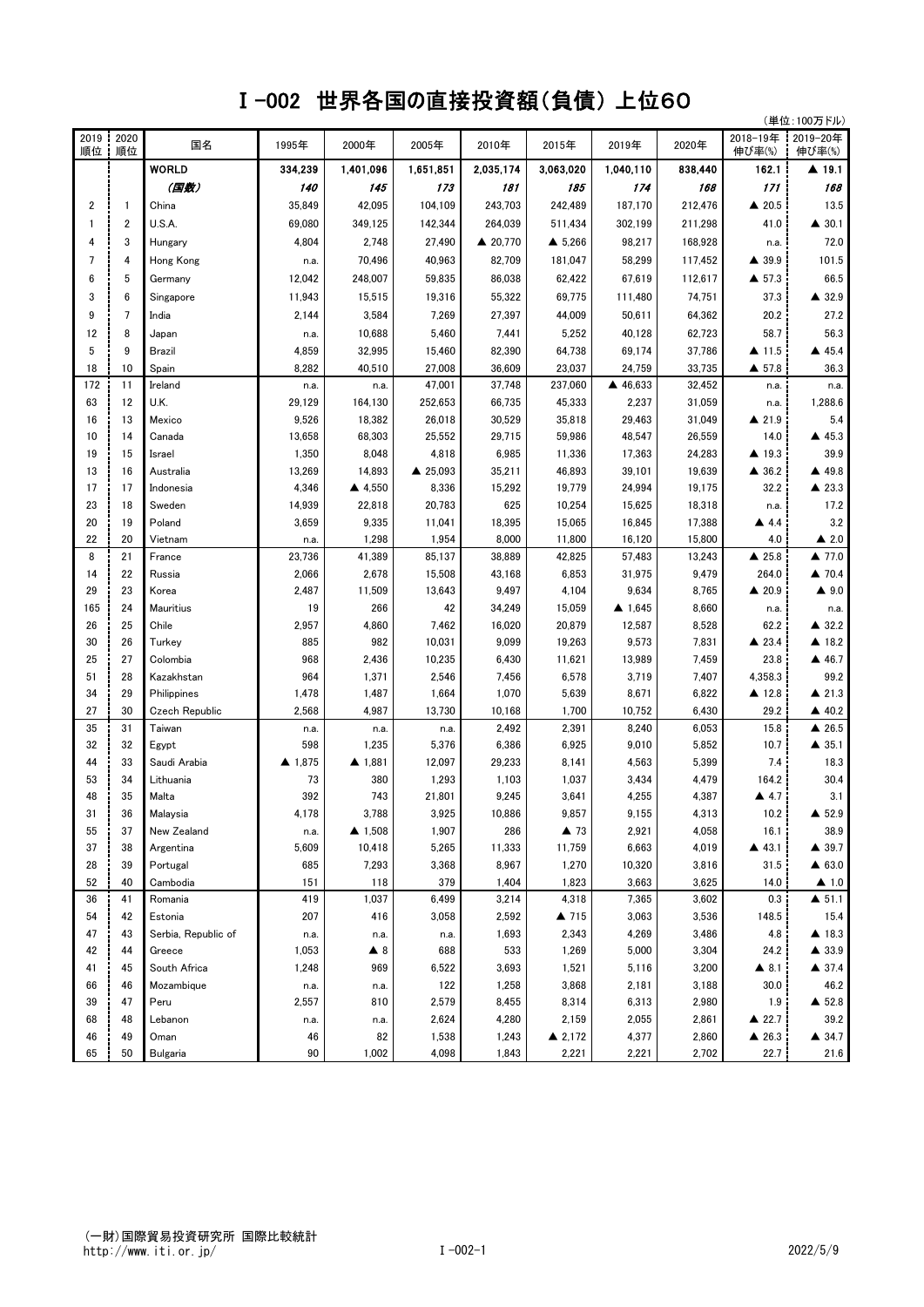# Ⅰ-002 世界各国の直接投資額(負債) 上位60

（単位:100万ドル）

| 2019順位 | 2020順位 | 国名 | 1995年 | 2000年 | 2005年 | 2010年 | 2015年 | 2019年 | 2020年 | 2018-19年伸び率(%) | 2019-20年伸び率(%) |
|---|---|---|---|---|---|---|---|---|---|---|---|
| | | **WORLD** | **334,239** | **1,401,096** | **1,651,851** | **2,035,174** | **3,063,020** | **1,040,110** | **838,440** | **162.1** | **▲ 19.1** |
| | | ***(国数)*** | ***140*** | ***145*** | ***173*** | ***181*** | ***185*** | ***174*** | ***168*** | ***171*** | ***168*** |
| 2 | 1 | China | 35,849 | 42,095 | 104,109 | 243,703 | 242,489 | 187,170 | 212,476 | ▲ 20.5 | 13.5 |
| 1 | 2 | U.S.A. | 69,080 | 349,125 | 142,344 | 264,039 | 511,434 | 302,199 | 211,298 | 41.0 | ▲ 30.1 |
| 4 | 3 | Hungary | 4,804 | 2,748 | 27,490 | ▲ 20,770 | ▲ 5,266 | 98,217 | 168,928 | n.a. | 72.0 |
| 7 | 4 | Hong Kong | n.a. | 70,496 | 40,963 | 82,709 | 181,047 | 58,299 | 117,452 | ▲ 39.9 | 101.5 |
| 6 | 5 | Germany | 12,042 | 248,007 | 59,835 | 86,038 | 62,422 | 67,619 | 112,617 | ▲ 57.3 | 66.5 |
| 3 | 6 | Singapore | 11,943 | 15,515 | 19,316 | 55,322 | 69,775 | 111,480 | 74,751 | 37.3 | ▲ 32.9 |
| 9 | 7 | India | 2,144 | 3,584 | 7,269 | 27,397 | 44,009 | 50,611 | 64,362 | 20.2 | 27.2 |
| 12 | 8 | Japan | n.a. | 10,688 | 5,460 | 7,441 | 5,252 | 40,128 | 62,723 | 58.7 | 56.3 |
| 5 | 9 | Brazil | 4,859 | 32,995 | 15,460 | 82,390 | 64,738 | 69,174 | 37,786 | ▲ 11.5 | ▲ 45.4 |
| 18 | 10 | Spain | 8,282 | 40,510 | 27,008 | 36,609 | 23,037 | 24,759 | 33,735 | ▲ 57.8 | 36.3 |
| 172 | 11 | Ireland | n.a. | n.a. | 47,001 | 37,748 | 237,060 | ▲ 46,633 | 32,452 | n.a. | n.a. |
| 63 | 12 | U.K. | 29,129 | 164,130 | 252,653 | 66,735 | 45,333 | 2,237 | 31,059 | n.a. | 1,288.6 |
| 16 | 13 | Mexico | 9,526 | 18,382 | 26,018 | 30,529 | 35,818 | 29,463 | 31,049 | ▲ 21.9 | 5.4 |
| 10 | 14 | Canada | 13,658 | 68,303 | 25,552 | 29,715 | 59,986 | 48,547 | 26,559 | 14.0 | ▲ 45.3 |
| 19 | 15 | Israel | 1,350 | 8,048 | 4,818 | 6,985 | 11,336 | 17,363 | 24,283 | ▲ 19.3 | 39.9 |
| 13 | 16 | Australia | 13,269 | 14,893 | ▲ 25,093 | 35,211 | 46,893 | 39,101 | 19,639 | ▲ 36.2 | ▲ 49.8 |
| 17 | 17 | Indonesia | 4,346 | ▲ 4,550 | 8,336 | 15,292 | 19,779 | 24,994 | 19,175 | 32.2 | ▲ 23.3 |
| 23 | 18 | Sweden | 14,939 | 22,818 | 20,783 | 625 | 10,254 | 15,625 | 18,318 | n.a. | 17.2 |
| 20 | 19 | Poland | 3,659 | 9,335 | 11,041 | 18,395 | 15,065 | 16,845 | 17,388 | ▲ 4.4 | 3.2 |
| 22 | 20 | Vietnam | n.a. | 1,298 | 1,954 | 8,000 | 11,800 | 16,120 | 15,800 | 4.0 | ▲ 2.0 |
| 8 | 21 | France | 23,736 | 41,389 | 85,137 | 38,889 | 42,825 | 57,483 | 13,243 | ▲ 25.8 | ▲ 77.0 |
| 14 | 22 | Russia | 2,066 | 2,678 | 15,508 | 43,168 | 6,853 | 31,975 | 9,479 | 264.0 | ▲ 70.4 |
| 29 | 23 | Korea | 2,487 | 11,509 | 13,643 | 9,497 | 4,104 | 9,634 | 8,765 | ▲ 20.9 | ▲ 9.0 |
| 165 | 24 | Mauritius | 19 | 266 | 42 | 34,249 | 15,059 | ▲ 1,645 | 8,660 | n.a. | n.a. |
| 26 | 25 | Chile | 2,957 | 4,860 | 7,462 | 16,020 | 20,879 | 12,587 | 8,528 | 62.2 | ▲ 32.2 |
| 30 | 26 | Turkey | 885 | 982 | 10,031 | 9,099 | 19,263 | 9,573 | 7,831 | ▲ 23.4 | ▲ 18.2 |
| 25 | 27 | Colombia | 968 | 2,436 | 10,235 | 6,430 | 11,621 | 13,989 | 7,459 | 23.8 | ▲ 46.7 |
| 51 | 28 | Kazakhstan | 964 | 1,371 | 2,546 | 7,456 | 6,578 | 3,719 | 7,407 | 4,358.3 | 99.2 |
| 34 | 29 | Philippines | 1,478 | 1,487 | 1,664 | 1,070 | 5,639 | 8,671 | 6,822 | ▲ 12.8 | ▲ 21.3 |
| 27 | 30 | Czech Republic | 2,568 | 4,987 | 13,730 | 10,168 | 1,700 | 10,752 | 6,430 | 29.2 | ▲ 40.2 |
| 35 | 31 | Taiwan | n.a. | n.a. | n.a. | 2,492 | 2,391 | 8,240 | 6,053 | 15.8 | ▲ 26.5 |
| 32 | 32 | Egypt | 598 | 1,235 | 5,376 | 6,386 | 6,925 | 9,010 | 5,852 | 10.7 | ▲ 35.1 |
| 44 | 33 | Saudi Arabia | ▲ 1,875 | ▲ 1,881 | 12,097 | 29,233 | 8,141 | 4,563 | 5,399 | 7.4 | 18.3 |
| 53 | 34 | Lithuania | 73 | 380 | 1,293 | 1,103 | 1,037 | 3,434 | 4,479 | 164.2 | 30.4 |
| 48 | 35 | Malta | 392 | 743 | 21,801 | 9,245 | 3,641 | 4,255 | 4,387 | ▲ 4.7 | 3.1 |
| 31 | 36 | Malaysia | 4,178 | 3,788 | 3,925 | 10,886 | 9,857 | 9,155 | 4,313 | 10.2 | ▲ 52.9 |
| 55 | 37 | New Zealand | n.a. | ▲ 1,508 | 1,907 | 286 | ▲ 73 | 2,921 | 4,058 | 16.1 | 38.9 |
| 37 | 38 | Argentina | 5,609 | 10,418 | 5,265 | 11,333 | 11,759 | 6,663 | 4,019 | ▲ 43.1 | ▲ 39.7 |
| 28 | 39 | Portugal | 685 | 7,293 | 3,368 | 8,967 | 1,270 | 10,320 | 3,816 | 31.5 | ▲ 63.0 |
| 52 | 40 | Cambodia | 151 | 118 | 379 | 1,404 | 1,823 | 3,663 | 3,625 | 14.0 | ▲ 1.0 |
| 36 | 41 | Romania | 419 | 1,037 | 6,499 | 3,214 | 4,318 | 7,365 | 3,602 | 0.3 | ▲ 51.1 |
| 54 | 42 | Estonia | 207 | 416 | 3,058 | 2,592 | ▲ 715 | 3,063 | 3,536 | 148.5 | 15.4 |
| 47 | 43 | Serbia, Republic of | n.a. | n.a. | n.a. | 1,693 | 2,343 | 4,269 | 3,486 | 4.8 | ▲ 18.3 |
| 42 | 44 | Greece | 1,053 | ▲ 8 | 688 | 533 | 1,269 | 5,000 | 3,304 | 24.2 | ▲ 33.9 |
| 41 | 45 | South Africa | 1,248 | 969 | 6,522 | 3,693 | 1,521 | 5,116 | 3,200 | ▲ 8.1 | ▲ 37.4 |
| 66 | 46 | Mozambique | n.a. | n.a. | 122 | 1,258 | 3,868 | 2,181 | 3,188 | 30.0 | 46.2 |
| 39 | 47 | Peru | 2,557 | 810 | 2,579 | 8,455 | 8,314 | 6,313 | 2,980 | 1.9 | ▲ 52.8 |
| 68 | 48 | Lebanon | n.a. | n.a. | 2,624 | 4,280 | 2,159 | 2,055 | 2,861 | ▲ 22.7 | 39.2 |
| 46 | 49 | Oman | 46 | 82 | 1,538 | 1,243 | ▲ 2,172 | 4,377 | 2,860 | ▲ 26.3 | ▲ 34.7 |
| 65 | 50 | Bulgaria | 90 | 1,002 | 4,098 | 1,843 | 2,221 | 2,221 | 2,702 | 22.7 | 21.6 |

(一財)国際貿易投資研究所 国際比較統計
http://www.iti.or.jp/

2022/5/9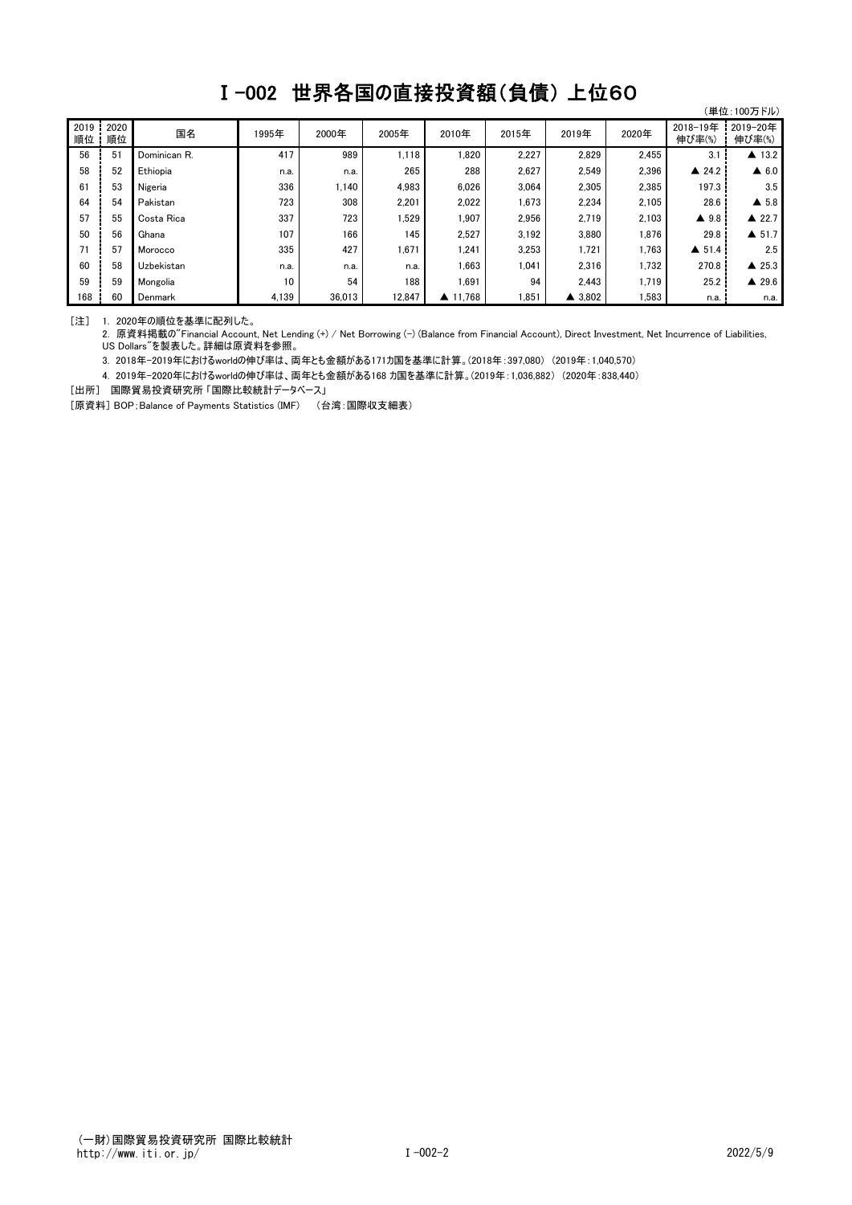# Ｉ-002 世界各国の直接投資額(負債) 上位60

（単位：100万ドル）

| 2019 順位 | 2020 順位 | 国名 | 1995年 | 2000年 | 2005年 | 2010年 | 2015年 | 2019年 | 2020年 | 2018−19年 伸び率(%) | 2019−20年 伸び率(%) |
|---|---|---|---|---|---|---|---|---|---|---|---|
| 56 | 51 | Dominican R. | 417 | 989 | 1,118 | 1,820 | 2,227 | 2,829 | 2,455 | 3.1 | ▲ 13.2 |
| 58 | 52 | Ethiopia | n.a. | n.a. | 265 | 288 | 2,627 | 2,549 | 2,396 | ▲ 24.2 | ▲ 6.0 |
| 61 | 53 | Nigeria | 336 | 1,140 | 4,983 | 6,026 | 3,064 | 2,305 | 2,385 | 197.3 | 3.5 |
| 64 | 54 | Pakistan | 723 | 308 | 2,201 | 2,022 | 1,673 | 2,234 | 2,105 | 28.6 | ▲ 5.8 |
| 57 | 55 | Costa Rica | 337 | 723 | 1,529 | 1,907 | 2,956 | 2,719 | 2,103 | ▲ 9.8 | ▲ 22.7 |
| 50 | 56 | Ghana | 107 | 166 | 145 | 2,527 | 3,192 | 3,880 | 1,876 | 29.8 | ▲ 51.7 |
| 71 | 57 | Morocco | 335 | 427 | 1,671 | 1,241 | 3,253 | 1,721 | 1,763 | ▲ 51.4 | 2.5 |
| 60 | 58 | Uzbekistan | n.a. | n.a. | n.a. | 1,663 | 1,041 | 2,316 | 1,732 | 270.8 | ▲ 25.3 |
| 59 | 59 | Mongolia | 10 | 54 | 188 | 1,691 | 94 | 2,443 | 1,719 | 25.2 | ▲ 29.6 |
| 168 | 60 | Denmark | 4,139 | 36,013 | 12,847 | ▲ 11,768 | 1,851 | ▲ 3,802 | 1,583 | n.a. | n.a. |

［注］ 1. 2020年の順位を基準に配列した。

2. 原資料掲載の"Financial Account, Net Lending (+) / Net Borrowing (-) (Balance from Financial Account), Direct Investment, Net Incurrence of Liabilities, US Dollars"を製表した。詳細は原資料を参照。

3. 2018年−2019年におけるworldの伸び率は、両年とも金額がある171カ国を基準に計算。(2018年：397,080) (2019年：1,040,570)

4. 2019年−2020年におけるworldの伸び率は、両年とも金額がある168 カ国を基準に計算。(2019年：1,036,882) (2020年：838,440)

［出所］ 国際貿易投資研究所「国際比較統計データベース」

［原資料］ BOP；Balance of Payments Statistics (IMF) （台湾：国際収支細表）